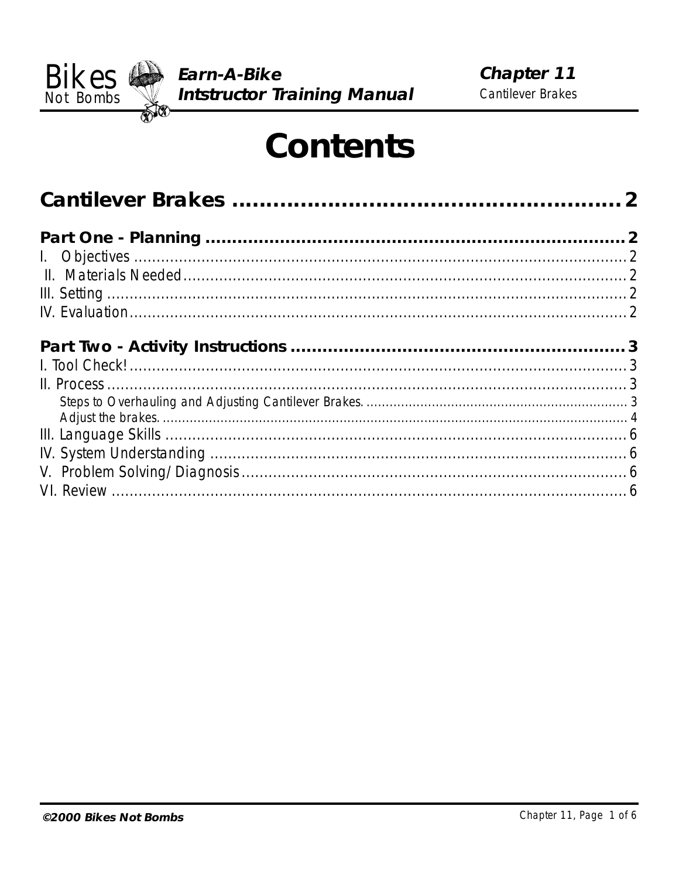# Contents

## Cantilever Brakes .......................................................... 2

**Part One - Planning** ........................................................ 2

I. Objectives ........................................................ 2

II. Materials Needed ........................................................ 2

III. Setting ........................................................ 2

IV. Evaluation ........................................................ 2

**Part Two - Activity Instructions** ........................................................ 3

I. Tool Check! ........................................................ 3

II. Process ........................................................ 3

- Steps to Overhauling and Adjusting Cantilever Brakes. ........................................................ 3
- Adjust the brakes. ........................................................ 4

III. Language Skills ........................................................ 6

IV. System Understanding ........................................................ 6

V. Problem Solving/Diagnosis ........................................................ 6

VI. Review ........................................................ 6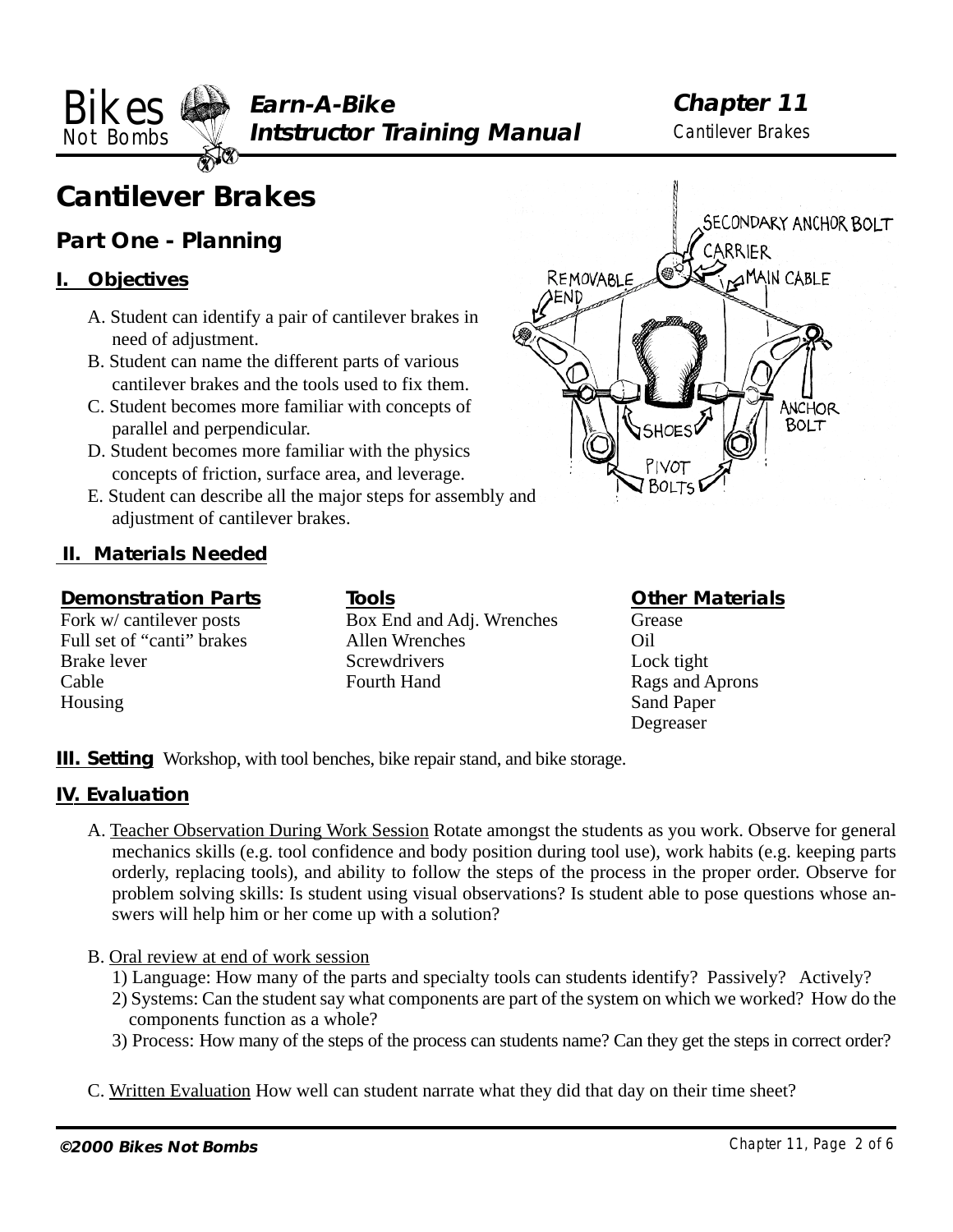# Cantilever Brakes

## Part One - Planning

### I. Objectives

A. Student can identify a pair of cantilever brakes in need of adjustment.
B. Student can name the different parts of various cantilever brakes and the tools used to fix them.
C. Student becomes more familiar with concepts of parallel and perpendicular.
D. Student becomes more familiar with the physics concepts of friction, surface area, and leverage.
E. Student can describe all the major steps for assembly and adjustment of cantilever brakes.

### II. Materials Needed

| Demonstration Parts | Tools | Other Materials |
| --- | --- | --- |
| Fork w/ cantilever posts | Box End and Adj. Wrenches | Grease |
| Full set of "canti" brakes | Allen Wrenches | Oil |
| Brake lever | Screwdrivers | Lock tight |
| Cable | Fourth Hand | Rags and Aprons |
| Housing | | Sand Paper |
| | | Degreaser |

**III. Setting** Workshop, with tool benches, bike repair stand, and bike storage.

### IV. Evaluation

A. Teacher Observation During Work Session Rotate amongst the students as you work. Observe for general mechanics skills (e.g. tool confidence and body position during tool use), work habits (e.g. keeping parts orderly, replacing tools), and ability to follow the steps of the process in the proper order. Observe for problem solving skills: Is student using visual observations? Is student able to pose questions whose answers will help him or her come up with a solution?

B. Oral review at end of work session
1) Language: How many of the parts and specialty tools can students identify? Passively? Actively?
2) Systems: Can the student say what components are part of the system on which we worked? How do the components function as a whole?
3) Process: How many of the steps of the process can students name? Can they get the steps in correct order?

C. Written Evaluation How well can student narrate what they did that day on their time sheet?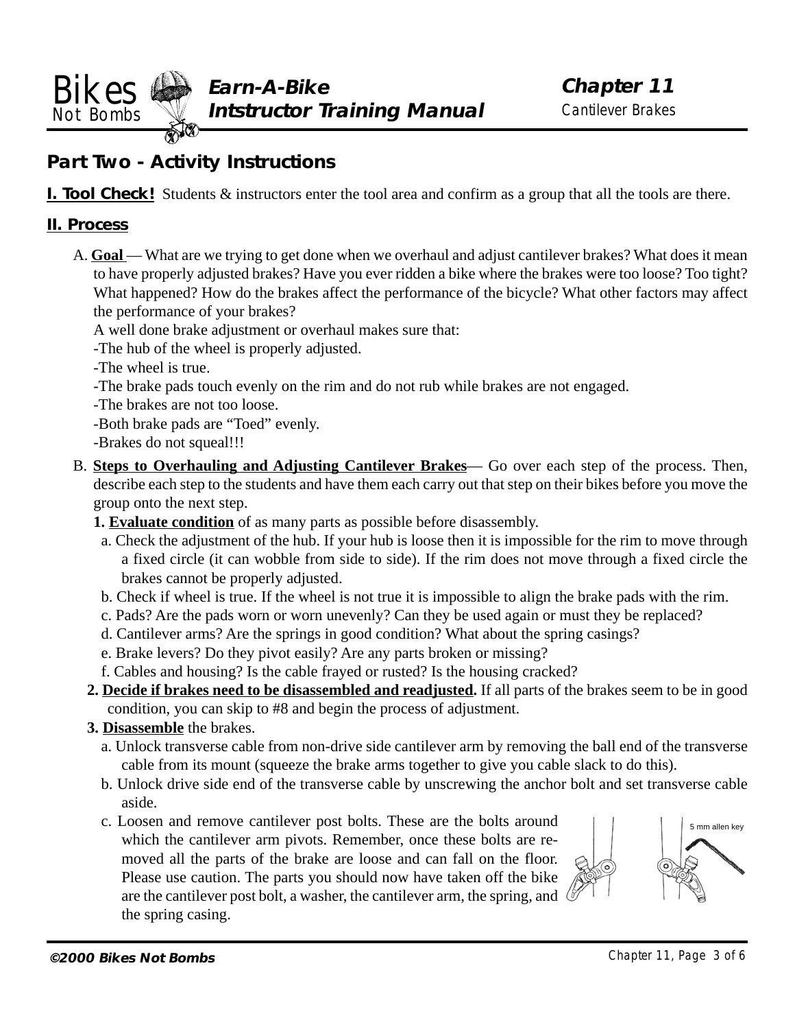## Part Two - Activity Instructions

**I. Tool Check!** Students & instructors enter the tool area and confirm as a group that all the tools are there.

**II. Process**

A. **Goal** — What are we trying to get done when we overhaul and adjust cantilever brakes? What does it mean to have properly adjusted brakes? Have you ever ridden a bike where the brakes were too loose? Too tight? What happened? How do the brakes affect the performance of the bicycle? What other factors may affect the performance of your brakes?

A well done brake adjustment or overhaul makes sure that:

-The hub of the wheel is properly adjusted.

-The wheel is true.

-The brake pads touch evenly on the rim and do not rub while brakes are not engaged.

-The brakes are not too loose.

-Both brake pads are "Toed" evenly.

-Brakes do not squeal!!!

B. **Steps to Overhauling and Adjusting Cantilever Brakes**— Go over each step of the process. Then, describe each step to the students and have them each carry out that step on their bikes before you move the group onto the next step.

1. **Evaluate condition** of as many parts as possible before disassembly.
   a. Check the adjustment of the hub. If your hub is loose then it is impossible for the rim to move through a fixed circle (it can wobble from side to side). If the rim does not move through a fixed circle the brakes cannot be properly adjusted.
   b. Check if wheel is true. If the wheel is not true it is impossible to align the brake pads with the rim.
   c. Pads? Are the pads worn or worn unevenly? Can they be used again or must they be replaced?
   d. Cantilever arms? Are the springs in good condition? What about the spring casings?
   e. Brake levers? Do they pivot easily? Are any parts broken or missing?
   f. Cables and housing? Is the cable frayed or rusted? Is the housing cracked?
2. **Decide if brakes need to be disassembled and readjusted.** If all parts of the brakes seem to be in good condition, you can skip to #8 and begin the process of adjustment.
3. **Disassemble** the brakes.
   a. Unlock transverse cable from non-drive side cantilever arm by removing the ball end of the transverse cable from its mount (squeeze the brake arms together to give you cable slack to do this).
   b. Unlock drive side end of the transverse cable by unscrewing the anchor bolt and set transverse cable aside.
   c. Loosen and remove cantilever post bolts. These are the bolts around which the cantilever arm pivots. Remember, once these bolts are removed all the parts of the brake are loose and can fall on the floor. Please use caution. The parts you should now have taken off the bike are the cantilever post bolt, a washer, the cantilever arm, the spring, and the spring casing.

5 mm allen key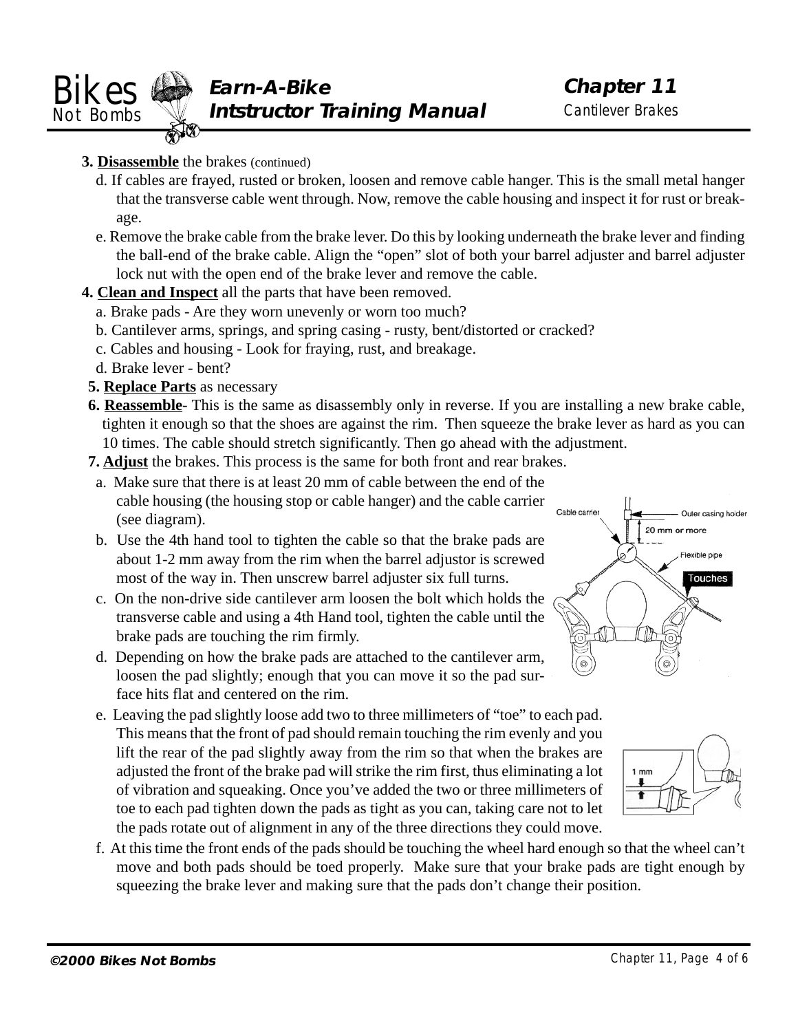**3. Disassemble** the brakes (continued)

d. If cables are frayed, rusted or broken, loosen and remove cable hanger. This is the small metal hanger that the transverse cable went through. Now, remove the cable housing and inspect it for rust or breakage.

e. Remove the brake cable from the brake lever. Do this by looking underneath the brake lever and finding the ball-end of the brake cable. Align the "open" slot of both your barrel adjuster and barrel adjuster lock nut with the open end of the brake lever and remove the cable.

**4. Clean and Inspect** all the parts that have been removed.

a. Brake pads - Are they worn unevenly or worn too much?

b. Cantilever arms, springs, and spring casing - rusty, bent/distorted or cracked?

c. Cables and housing - Look for fraying, rust, and breakage.

d. Brake lever - bent?

**5. Replace Parts** as necessary

**6. Reassemble**- This is the same as disassembly only in reverse. If you are installing a new brake cable, tighten it enough so that the shoes are against the rim. Then squeeze the brake lever as hard as you can 10 times. The cable should stretch significantly. Then go ahead with the adjustment.

**7. Adjust** the brakes. This process is the same for both front and rear brakes.

a. Make sure that there is at least 20 mm of cable between the end of the cable housing (the housing stop or cable hanger) and the cable carrier (see diagram).

b. Use the 4th hand tool to tighten the cable so that the brake pads are about 1-2 mm away from the rim when the barrel adjustor is screwed most of the way in. Then unscrew barrel adjuster six full turns.

c. On the non-drive side cantilever arm loosen the bolt which holds the transverse cable and using a 4th Hand tool, tighten the cable until the brake pads are touching the rim firmly.

d. Depending on how the brake pads are attached to the cantilever arm, loosen the pad slightly; enough that you can move it so the pad surface hits flat and centered on the rim.

e. Leaving the pad slightly loose add two to three millimeters of "toe" to each pad. This means that the front of pad should remain touching the rim evenly and you lift the rear of the pad slightly away from the rim so that when the brakes are adjusted the front of the brake pad will strike the rim first, thus eliminating a lot of vibration and squeaking. Once you've added the two or three millimeters of toe to each pad tighten down the pads as tight as you can, taking care not to let the pads rotate out of alignment in any of the three directions they could move.

f. At this time the front ends of the pads should be touching the wheel hard enough so that the wheel can't move and both pads should be toed properly. Make sure that your brake pads are tight enough by squeezing the brake lever and making sure that the pads don't change their position.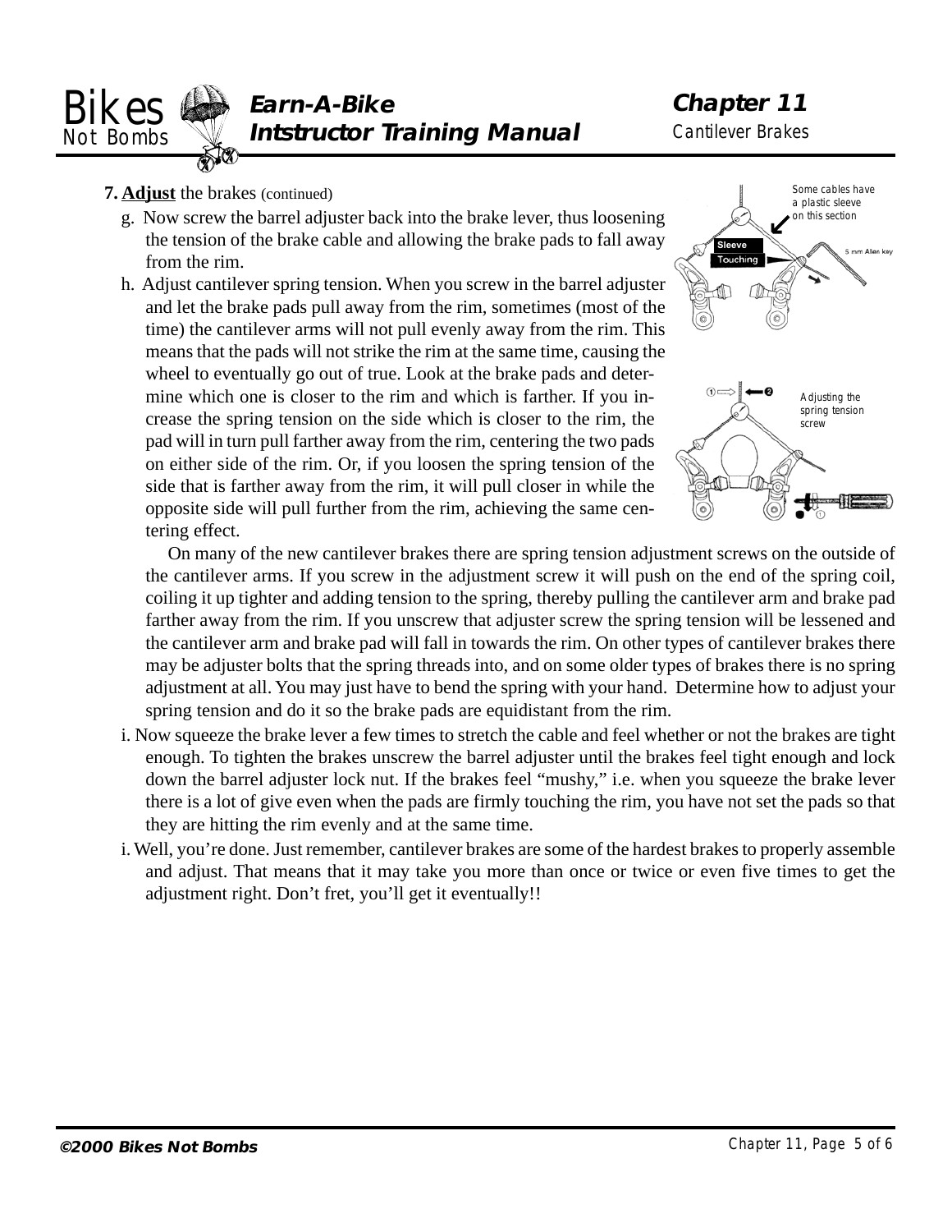**7. Adjust the brakes** (continued)

g. Now screw the barrel adjuster back into the brake lever, thus loosening the tension of the brake cable and allowing the brake pads to fall away from the rim.

h. Adjust cantilever spring tension. When you screw in the barrel adjuster and let the brake pads pull away from the rim, sometimes (most of the time) the cantilever arms will not pull evenly away from the rim. This means that the pads will not strike the rim at the same time, causing the wheel to eventually go out of true. Look at the brake pads and determine which one is closer to the rim and which is farther. If you increase the spring tension on the side which is closer to the rim, the pad will in turn pull farther away from the rim, centering the two pads on either side of the rim. Or, if you loosen the spring tension of the side that is farther away from the rim, it will pull closer in while the opposite side will pull further from the rim, achieving the same centering effect.

Some cables have a plastic sleeve on this section

Sleeve

Touching

5 mm Allen key

Adjusting the spring tension screw

On many of the new cantilever brakes there are spring tension adjustment screws on the outside of the cantilever arms. If you screw in the adjustment screw it will push on the end of the spring coil, coiling it up tighter and adding tension to the spring, thereby pulling the cantilever arm and brake pad farther away from the rim. If you unscrew that adjuster screw the spring tension will be lessened and the cantilever arm and brake pad will fall in towards the rim. On other types of cantilever brakes there may be adjuster bolts that the spring threads into, and on some older types of brakes there is no spring adjustment at all. You may just have to bend the spring with your hand. Determine how to adjust your spring tension and do it so the brake pads are equidistant from the rim.

i. Now squeeze the brake lever a few times to stretch the cable and feel whether or not the brakes are tight enough. To tighten the brakes unscrew the barrel adjuster until the brakes feel tight enough and lock down the barrel adjuster lock nut. If the brakes feel "mushy," i.e. when you squeeze the brake lever there is a lot of give even when the pads are firmly touching the rim, you have not set the pads so that they are hitting the rim evenly and at the same time.

i. Well, you're done. Just remember, cantilever brakes are some of the hardest brakes to properly assemble and adjust. That means that it may take you more than once or twice or even five times to get the adjustment right. Don't fret, you'll get it eventually!!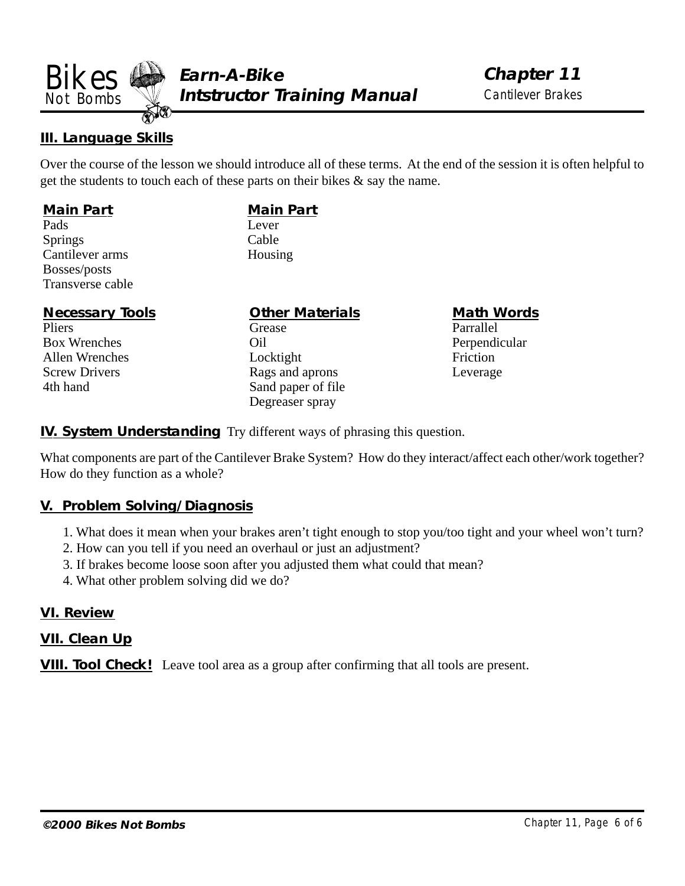### III. Language Skills

Over the course of the lesson we should introduce all of these terms. At the end of the session it is often helpful to get the students to touch each of these parts on their bikes & say the name.

| Main Part | Main Part |
|---|---|
| Pads | Lever |
| Springs | Cable |
| Cantilever arms | Housing |
| Bosses/posts | |
| Transverse cable | |

| Necessary Tools | Other Materials | Math Words |
|---|---|---|
| Pliers | Grease | Parrallel |
| Box Wrenches | Oil | Perpendicular |
| Allen Wrenches | Locktight | Friction |
| Screw Drivers | Rags and aprons | Leverage |
| 4th hand | Sand paper of file | |
| | Degreaser spray | |

### IV. System Understanding

Try different ways of phrasing this question.

What components are part of the Cantilever Brake System? How do they interact/affect each other/work together? How do they function as a whole?

### V. Problem Solving/Diagnosis

1. What does it mean when your brakes aren't tight enough to stop you/too tight and your wheel won't turn?
2. How can you tell if you need an overhaul or just an adjustment?
3. If brakes become loose soon after you adjusted them what could that mean?
4. What other problem solving did we do?

### VI. Review

### VII. Clean Up

### VIII. Tool Check!

Leave tool area as a group after confirming that all tools are present.